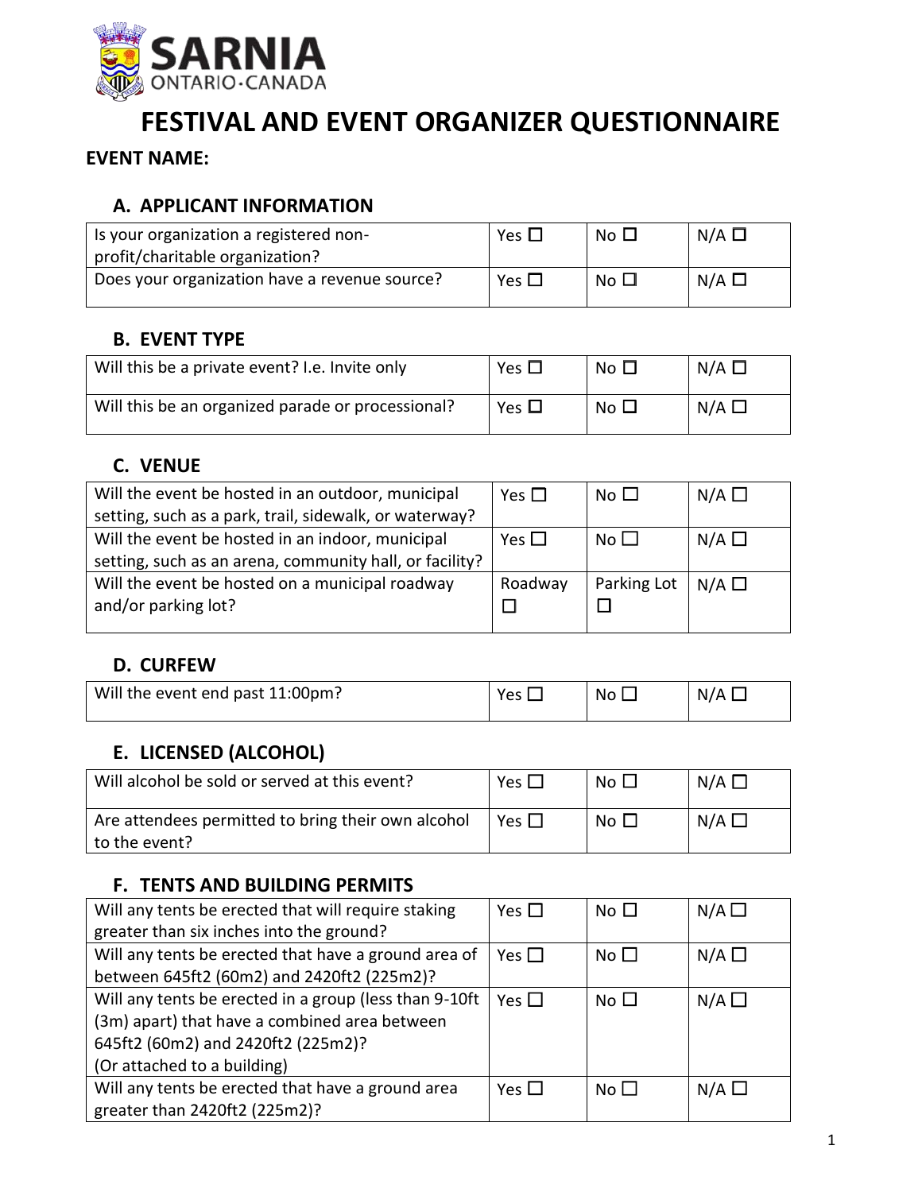**SARNIA**
ONTARIO·CANADA

# FESTIVAL AND EVENT ORGANIZER QUESTIONNAIRE

**EVENT NAME:**

## A. APPLICANT INFORMATION

| | | | |
|---|---|---|---|
| Is your organization a registered non-profit/charitable organization? | Yes ☐ | No ☐ | N/A ☐ |
| Does your organization have a revenue source? | Yes ☐ | No ☐ | N/A ☐ |

## B. EVENT TYPE

| | | | |
|---|---|---|---|
| Will this be a private event? I.e. Invite only | Yes ☐ | No ☐ | N/A ☐ |
| Will this be an organized parade or processional? | Yes ☐ | No ☐ | N/A ☐ |

## C. VENUE

| | | | |
|---|---|---|---|
| Will the event be hosted in an outdoor, municipal setting, such as a park, trail, sidewalk, or waterway? | Yes ☐ | No ☐ | N/A ☐ |
| Will the event be hosted in an indoor, municipal setting, such as an arena, community hall, or facility? | Yes ☐ | No ☐ | N/A ☐ |
| Will the event be hosted on a municipal roadway and/or parking lot? | Roadway ☐ | Parking Lot ☐ | N/A ☐ |

## D. CURFEW

| | | | |
|---|---|---|---|
| Will the event end past 11:00pm? | Yes ☐ | No ☐ | N/A ☐ |

## E. LICENSED (ALCOHOL)

| | | | |
|---|---|---|---|
| Will alcohol be sold or served at this event? | Yes ☐ | No ☐ | N/A ☐ |
| Are attendees permitted to bring their own alcohol to the event? | Yes ☐ | No ☐ | N/A ☐ |

## F. TENTS AND BUILDING PERMITS

| | | | |
|---|---|---|---|
| Will any tents be erected that will require staking greater than six inches into the ground? | Yes ☐ | No ☐ | N/A ☐ |
| Will any tents be erected that have a ground area of between 645ft2 (60m2) and 2420ft2 (225m2)? | Yes ☐ | No ☐ | N/A ☐ |
| Will any tents be erected in a group (less than 9-10ft (3m) apart) that have a combined area between 645ft2 (60m2) and 2420ft2 (225m2)? (Or attached to a building) | Yes ☐ | No ☐ | N/A ☐ |
| Will any tents be erected that have a ground area greater than 2420ft2 (225m2)? | Yes ☐ | No ☐ | N/A ☐ |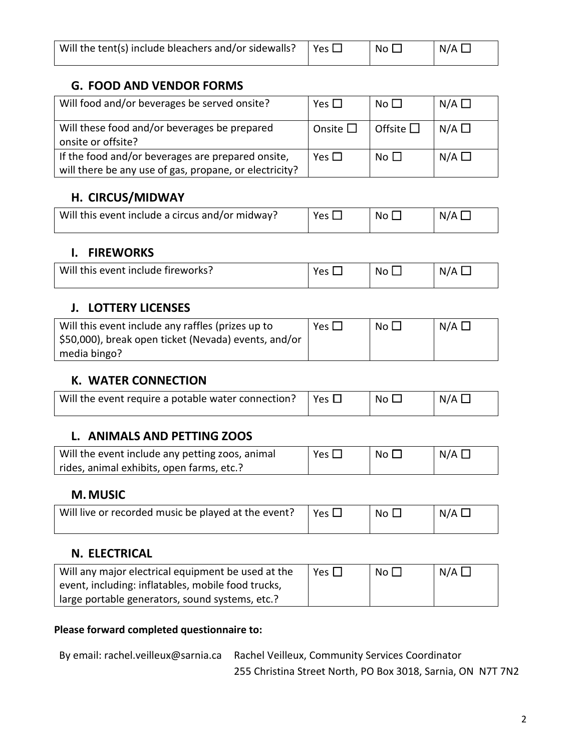| | | | |
|---|---|---|---|
| Will the tent(s) include bleachers and/or sidewalls? | Yes ☐ | No ☐ | N/A ☐ |

## G. FOOD AND VENDOR FORMS

| | | | |
|---|---|---|---|
| Will food and/or beverages be served onsite? | Yes ☐ | No ☐ | N/A ☐ |
| Will these food and/or beverages be prepared onsite or offsite? | Onsite ☐ | Offsite ☐ | N/A ☐ |
| If the food and/or beverages are prepared onsite, will there be any use of gas, propane, or electricity? | Yes ☐ | No ☐ | N/A ☐ |

## H. CIRCUS/MIDWAY

| | | | |
|---|---|---|---|
| Will this event include a circus and/or midway? | Yes ☐ | No ☐ | N/A ☐ |

## I. FIREWORKS

| | | | |
|---|---|---|---|
| Will this event include fireworks? | Yes ☐ | No ☐ | N/A ☐ |

## J. LOTTERY LICENSES

| | | | |
|---|---|---|---|
| Will this event include any raffles (prizes up to $50,000), break open ticket (Nevada) events, and/or media bingo? | Yes ☐ | No ☐ | N/A ☐ |

## K. WATER CONNECTION

| | | | |
|---|---|---|---|
| Will the event require a potable water connection? | Yes ☐ | No ☐ | N/A ☐ |

## L. ANIMALS AND PETTING ZOOS

| | | | |
|---|---|---|---|
| Will the event include any petting zoos, animal rides, animal exhibits, open farms, etc.? | Yes ☐ | No ☐ | N/A ☐ |

## M. MUSIC

| | | | |
|---|---|---|---|
| Will live or recorded music be played at the event? | Yes ☐ | No ☐ | N/A ☐ |

## N. ELECTRICAL

| | | | |
|---|---|---|---|
| Will any major electrical equipment be used at the event, including: inflatables, mobile food trucks, large portable generators, sound systems, etc.? | Yes ☐ | No ☐ | N/A ☐ |

**Please forward completed questionnaire to:**

By email: rachel.veilleux@sarnia.ca

Rachel Veilleux, Community Services Coordinator
255 Christina Street North, PO Box 3018, Sarnia, ON N7T 7N2